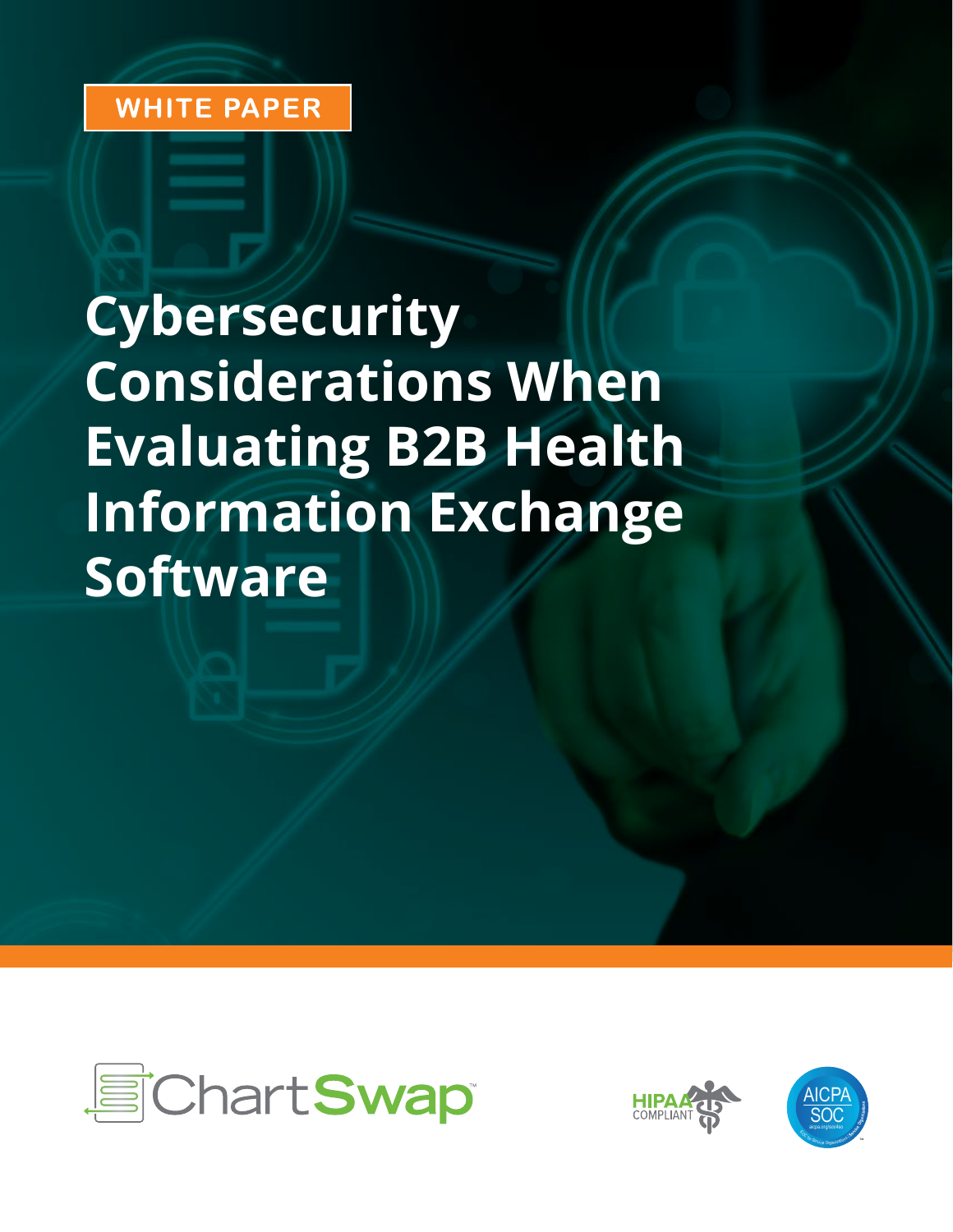WHITE PAPER

# Cybersecurity Considerations When Evaluating B2B Health Information Exchange Software

ChartSwap™

HIPAA COMPLIANT

AICPA SOC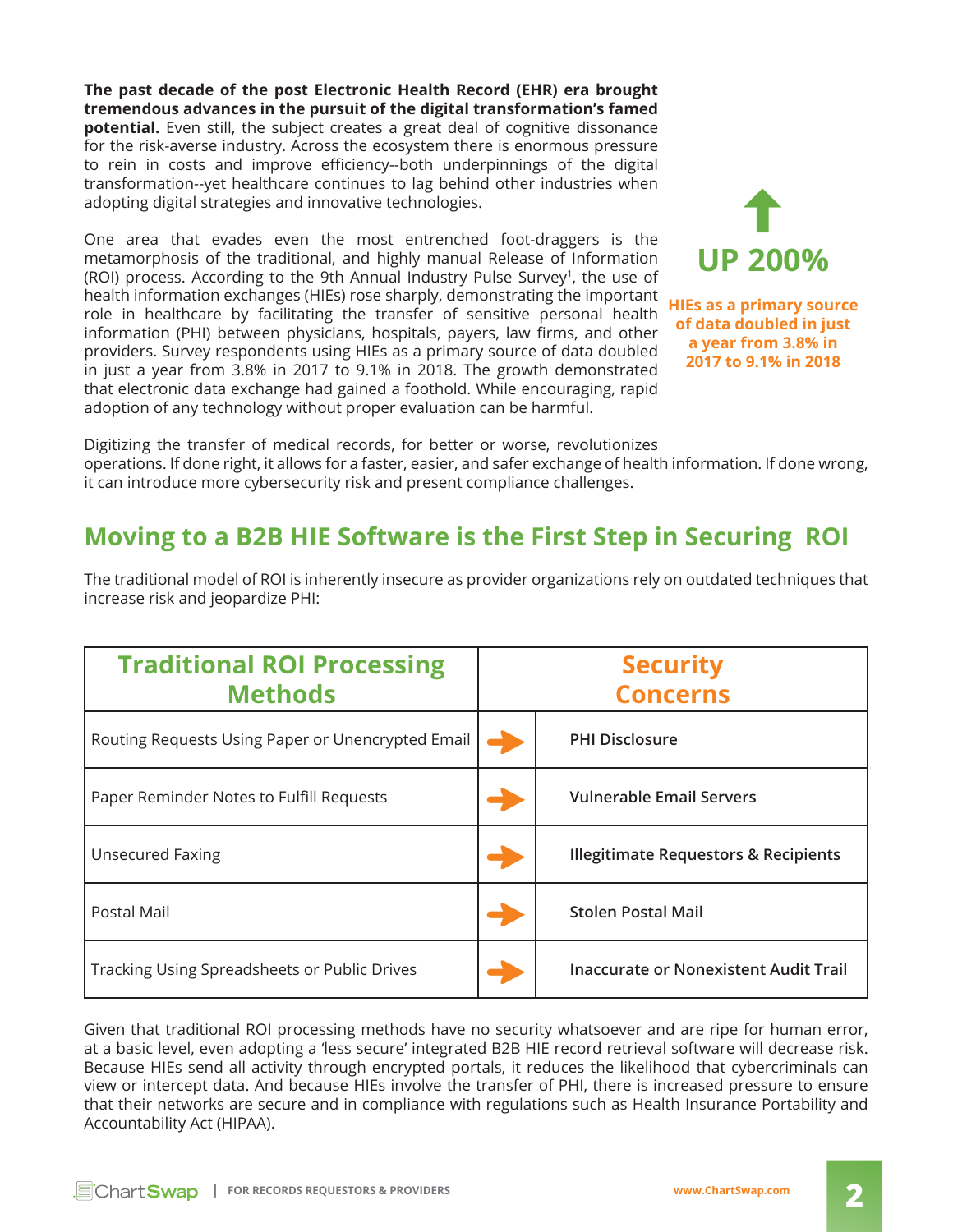**The past decade of the post Electronic Health Record (EHR) era brought tremendous advances in the pursuit of the digital transformation's famed potential.** Even still, the subject creates a great deal of cognitive dissonance for the risk-averse industry. Across the ecosystem there is enormous pressure to rein in costs and improve efficiency--both underpinnings of the digital transformation--yet healthcare continues to lag behind other industries when adopting digital strategies and innovative technologies.

One area that evades even the most entrenched foot-draggers is the metamorphosis of the traditional, and highly manual Release of Information (ROI) process. According to the 9th Annual Industry Pulse Survey[1], the use of health information exchanges (HIEs) rose sharply, demonstrating the important role in healthcare by facilitating the transfer of sensitive personal health information (PHI) between physicians, hospitals, payers, law firms, and other providers. Survey respondents using HIEs as a primary source of data doubled in just a year from 3.8% in 2017 to 9.1% in 2018. The growth demonstrated that electronic data exchange had gained a foothold. While encouraging, rapid adoption of any technology without proper evaluation can be harmful.

**UP 200%**

**HIEs as a primary source of data doubled in just a year from 3.8% in 2017 to 9.1% in 2018**

Digitizing the transfer of medical records, for better or worse, revolutionizes operations. If done right, it allows for a faster, easier, and safer exchange of health information. If done wrong, it can introduce more cybersecurity risk and present compliance challenges.

## Moving to a B2B HIE Software is the First Step in Securing ROI

The traditional model of ROI is inherently insecure as provider organizations rely on outdated techniques that increase risk and jeopardize PHI:

| Traditional ROI Processing Methods | | Security Concerns |
|---|---|---|
| Routing Requests Using Paper or Unencrypted Email | → | **PHI Disclosure** |
| Paper Reminder Notes to Fulfill Requests | → | **Vulnerable Email Servers** |
| Unsecured Faxing | → | **Illegitimate Requestors & Recipients** |
| Postal Mail | → | **Stolen Postal Mail** |
| Tracking Using Spreadsheets or Public Drives | → | **Inaccurate or Nonexistent Audit Trail** |

Given that traditional ROI processing methods have no security whatsoever and are ripe for human error, at a basic level, even adopting a 'less secure' integrated B2B HIE record retrieval software will decrease risk. Because HIEs send all activity through encrypted portals, it reduces the likelihood that cybercriminals can view or intercept data. And because HIEs involve the transfer of PHI, there is increased pressure to ensure that their networks are secure and in compliance with regulations such as Health Insurance Portability and Accountability Act (HIPAA).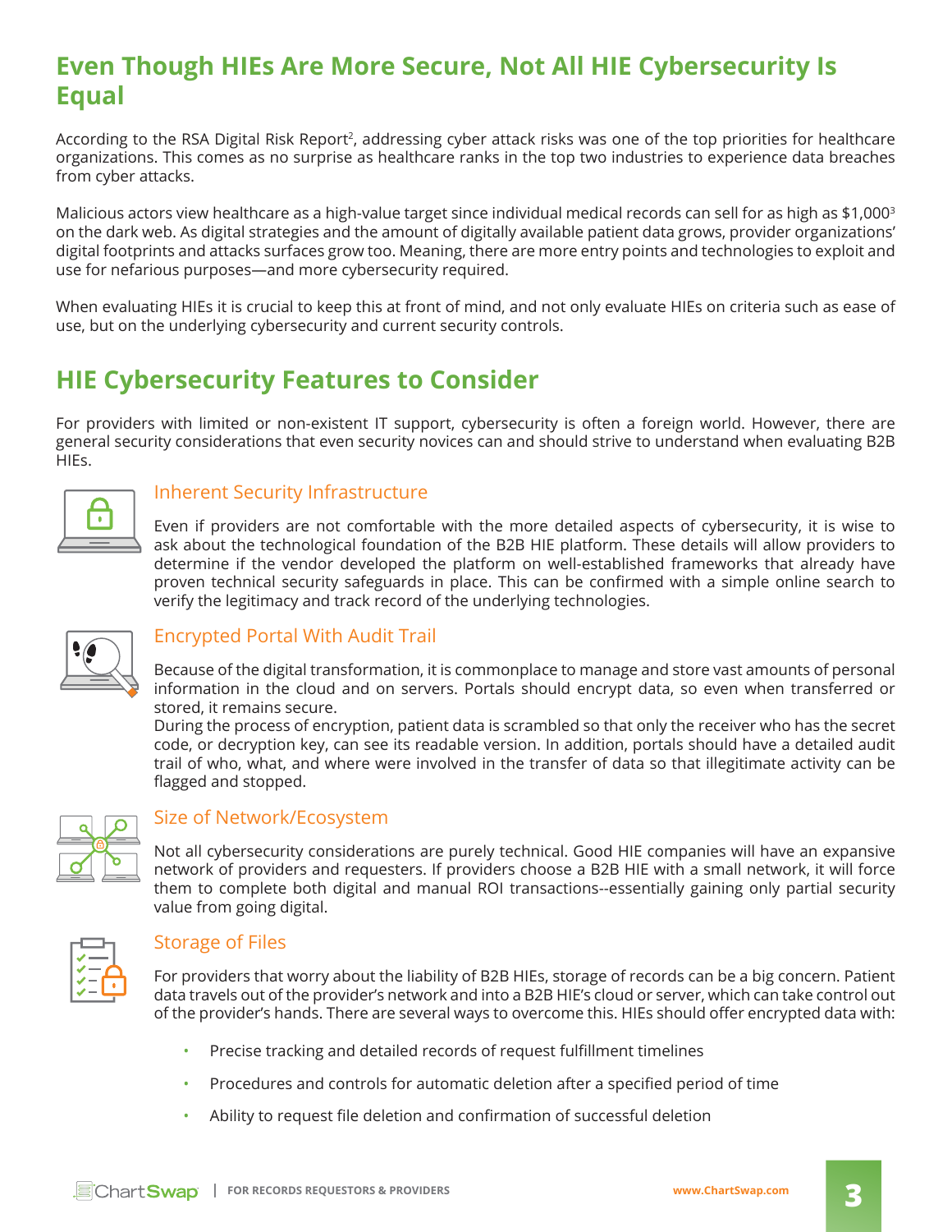## Even Though HIEs Are More Secure, Not All HIE Cybersecurity Is Equal

According to the RSA Digital Risk Report[2], addressing cyber attack risks was one of the top priorities for healthcare organizations. This comes as no surprise as healthcare ranks in the top two industries to experience data breaches from cyber attacks.

Malicious actors view healthcare as a high-value target since individual medical records can sell for as high as $1,000[3] on the dark web. As digital strategies and the amount of digitally available patient data grows, provider organizations' digital footprints and attacks surfaces grow too. Meaning, there are more entry points and technologies to exploit and use for nefarious purposes—and more cybersecurity required.

When evaluating HIEs it is crucial to keep this at front of mind, and not only evaluate HIEs on criteria such as ease of use, but on the underlying cybersecurity and current security controls.

## HIE Cybersecurity Features to Consider

For providers with limited or non-existent IT support, cybersecurity is often a foreign world. However, there are general security considerations that even security novices can and should strive to understand when evaluating B2B HIEs.

### Inherent Security Infrastructure

Even if providers are not comfortable with the more detailed aspects of cybersecurity, it is wise to ask about the technological foundation of the B2B HIE platform. These details will allow providers to determine if the vendor developed the platform on well-established frameworks that already have proven technical security safeguards in place. This can be confirmed with a simple online search to verify the legitimacy and track record of the underlying technologies.

### Encrypted Portal With Audit Trail

Because of the digital transformation, it is commonplace to manage and store vast amounts of personal information in the cloud and on servers. Portals should encrypt data, so even when transferred or stored, it remains secure.

During the process of encryption, patient data is scrambled so that only the receiver who has the secret code, or decryption key, can see its readable version. In addition, portals should have a detailed audit trail of who, what, and where were involved in the transfer of data so that illegitimate activity can be flagged and stopped.

### Size of Network/Ecosystem

Not all cybersecurity considerations are purely technical. Good HIE companies will have an expansive network of providers and requesters. If providers choose a B2B HIE with a small network, it will force them to complete both digital and manual ROI transactions--essentially gaining only partial security value from going digital.

### Storage of Files

For providers that worry about the liability of B2B HIEs, storage of records can be a big concern. Patient data travels out of the provider's network and into a B2B HIE's cloud or server, which can take control out of the provider's hands. There are several ways to overcome this. HIEs should offer encrypted data with:

- Precise tracking and detailed records of request fulfillment timelines
- Procedures and controls for automatic deletion after a specified period of time
- Ability to request file deletion and confirmation of successful deletion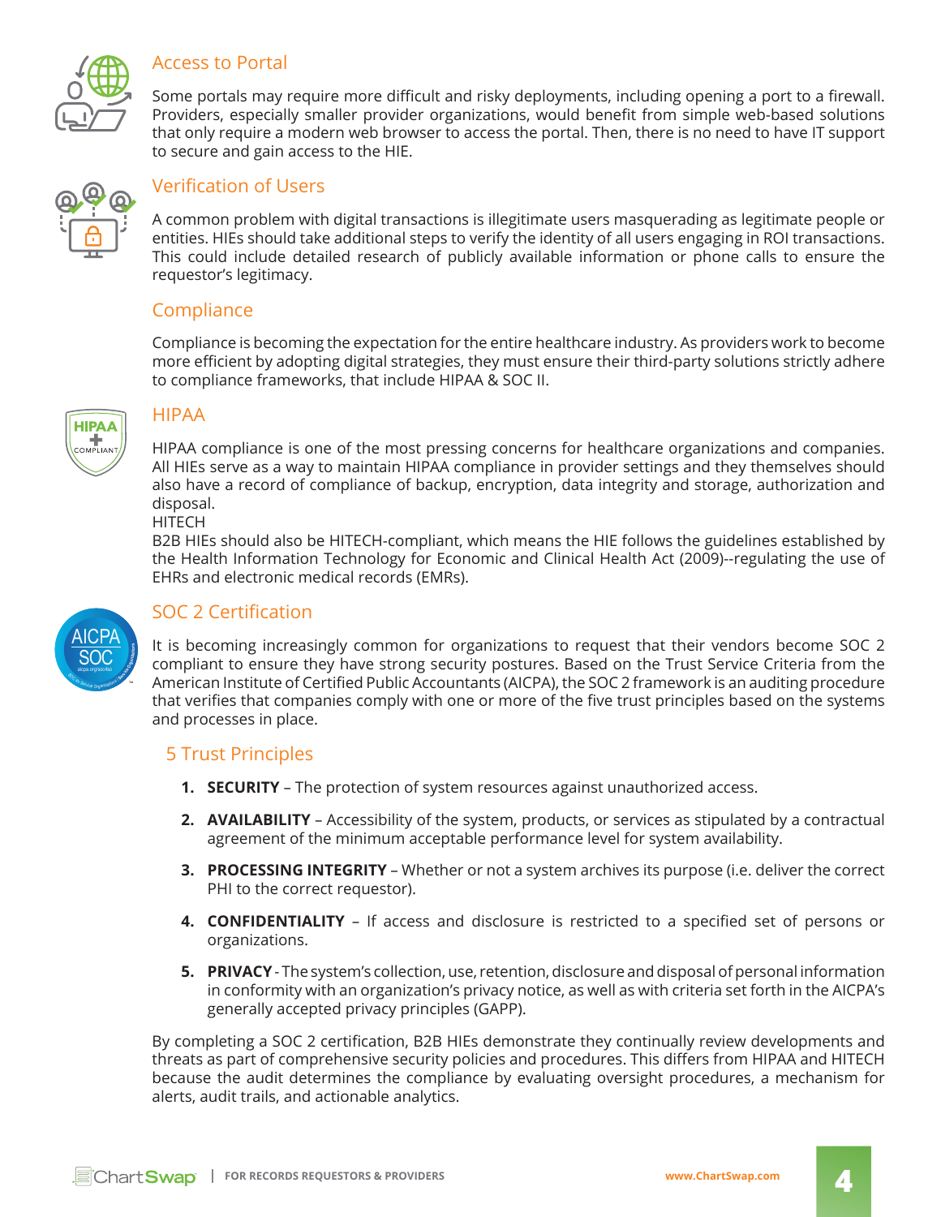## Access to Portal

Some portals may require more difficult and risky deployments, including opening a port to a firewall. Providers, especially smaller provider organizations, would benefit from simple web-based solutions that only require a modern web browser to access the portal. Then, there is no need to have IT support to secure and gain access to the HIE.

## Verification of Users

A common problem with digital transactions is illegitimate users masquerading as legitimate people or entities. HIEs should take additional steps to verify the identity of all users engaging in ROI transactions. This could include detailed research of publicly available information or phone calls to ensure the requestor's legitimacy.

## Compliance

Compliance is becoming the expectation for the entire healthcare industry. As providers work to become more efficient by adopting digital strategies, they must ensure their third-party solutions strictly adhere to compliance frameworks, that include HIPAA & SOC II.

## HIPAA

HIPAA compliance is one of the most pressing concerns for healthcare organizations and companies. All HIEs serve as a way to maintain HIPAA compliance in provider settings and they themselves should also have a record of compliance of backup, encryption, data integrity and storage, authorization and disposal.

HITECH

B2B HIEs should also be HITECH-compliant, which means the HIE follows the guidelines established by the Health Information Technology for Economic and Clinical Health Act (2009)--regulating the use of EHRs and electronic medical records (EMRs).

## SOC 2 Certification

It is becoming increasingly common for organizations to request that their vendors become SOC 2 compliant to ensure they have strong security postures. Based on the Trust Service Criteria from the American Institute of Certified Public Accountants (AICPA), the SOC 2 framework is an auditing procedure that verifies that companies comply with one or more of the five trust principles based on the systems and processes in place.

### 5 Trust Principles

1. **SECURITY** – The protection of system resources against unauthorized access.
2. **AVAILABILITY** – Accessibility of the system, products, or services as stipulated by a contractual agreement of the minimum acceptable performance level for system availability.
3. **PROCESSING INTEGRITY** – Whether or not a system archives its purpose (i.e. deliver the correct PHI to the correct requestor).
4. **CONFIDENTIALITY** – If access and disclosure is restricted to a specified set of persons or organizations.
5. **PRIVACY** - The system's collection, use, retention, disclosure and disposal of personal information in conformity with an organization's privacy notice, as well as with criteria set forth in the AICPA's generally accepted privacy principles (GAPP).

By completing a SOC 2 certification, B2B HIEs demonstrate they continually review developments and threats as part of comprehensive security policies and procedures. This differs from HIPAA and HITECH because the audit determines the compliance by evaluating oversight procedures, a mechanism for alerts, audit trails, and actionable analytics.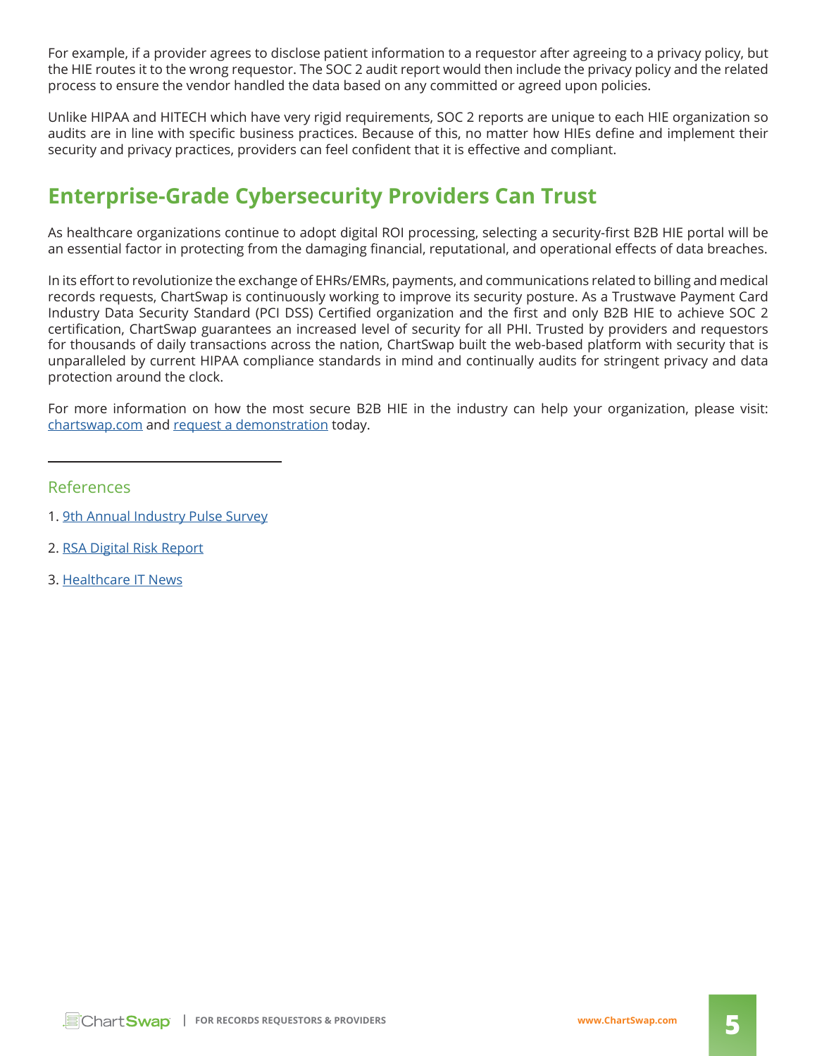For example, if a provider agrees to disclose patient information to a requestor after agreeing to a privacy policy, but the HIE routes it to the wrong requestor. The SOC 2 audit report would then include the privacy policy and the related process to ensure the vendor handled the data based on any committed or agreed upon policies.

Unlike HIPAA and HITECH which have very rigid requirements, SOC 2 reports are unique to each HIE organization so audits are in line with specific business practices. Because of this, no matter how HIEs define and implement their security and privacy practices, providers can feel confident that it is effective and compliant.

## Enterprise-Grade Cybersecurity Providers Can Trust

As healthcare organizations continue to adopt digital ROI processing, selecting a security-first B2B HIE portal will be an essential factor in protecting from the damaging financial, reputational, and operational effects of data breaches.

In its effort to revolutionize the exchange of EHRs/EMRs, payments, and communications related to billing and medical records requests, ChartSwap is continuously working to improve its security posture. As a Trustwave Payment Card Industry Data Security Standard (PCI DSS) Certified organization and the first and only B2B HIE to achieve SOC 2 certification, ChartSwap guarantees an increased level of security for all PHI. Trusted by providers and requestors for thousands of daily transactions across the nation, ChartSwap built the web-based platform with security that is unparalleled by current HIPAA compliance standards in mind and continually audits for stringent privacy and data protection around the clock.

For more information on how the most secure B2B HIE in the industry can help your organization, please visit: chartswap.com and request a demonstration today.

---

### References

1. 9th Annual Industry Pulse Survey
2. RSA Digital Risk Report
3. Healthcare IT News